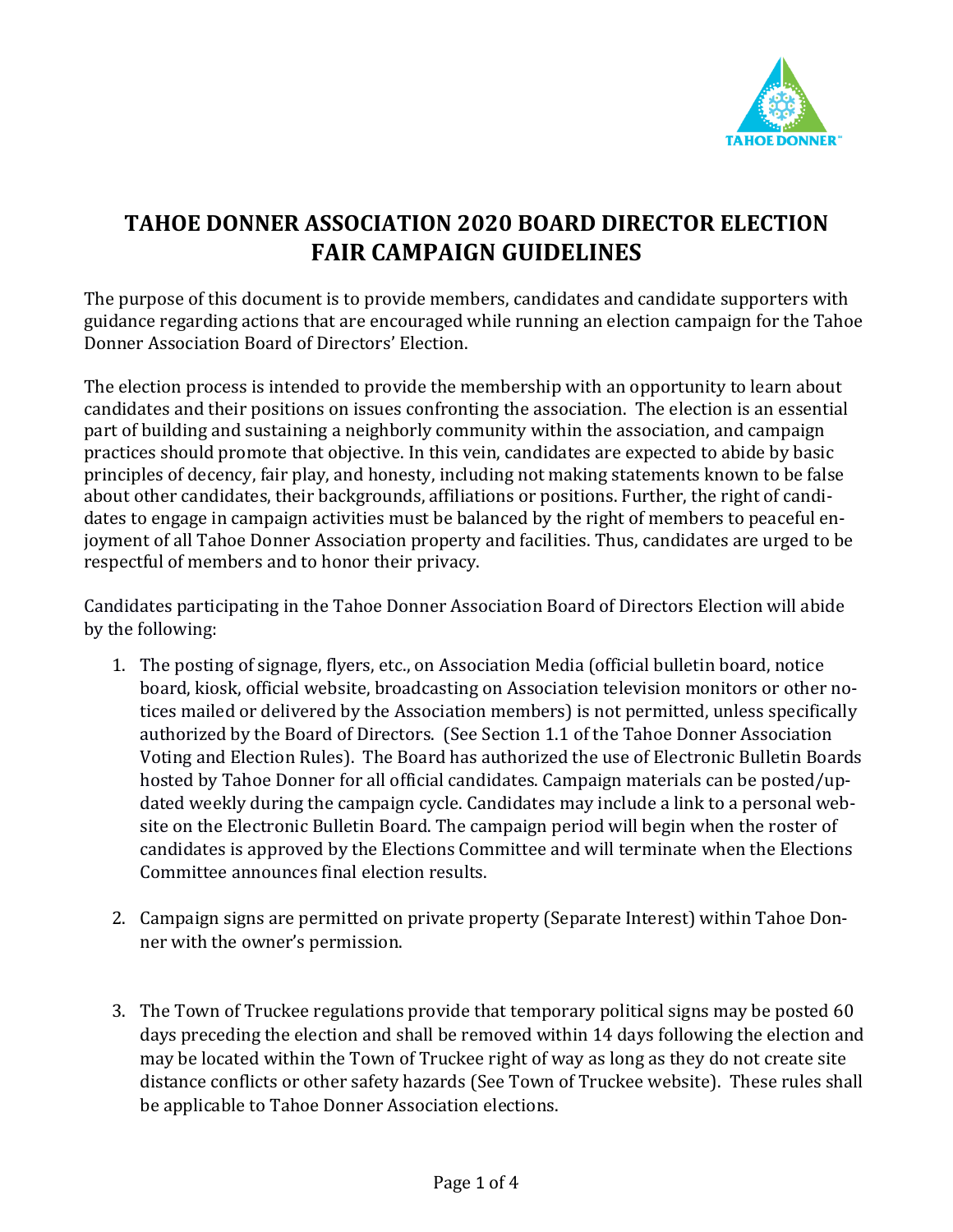# TAHOE DONNER ASSOCIATION 2020 BOARD DIRECTOR ELECTION FAIR CAMPAIGN GUIDELINES

The purpose of this document is to provide members, candidates and candidate supporters with guidance regarding actions that are encouraged while running an election campaign for the Tahoe Donner Association Board of Directors' Election.

The election process is intended to provide the membership with an opportunity to learn about candidates and their positions on issues confronting the association. The election is an essential part of building and sustaining a neighborly community within the association, and campaign practices should promote that objective. In this vein, candidates are expected to abide by basic principles of decency, fair play, and honesty, including not making statements known to be false about other candidates, their backgrounds, affiliations or positions. Further, the right of candidates to engage in campaign activities must be balanced by the right of members to peaceful enjoyment of all Tahoe Donner Association property and facilities. Thus, candidates are urged to be respectful of members and to honor their privacy.

Candidates participating in the Tahoe Donner Association Board of Directors Election will abide by the following:

1. The posting of signage, flyers, etc., on Association Media (official bulletin board, notice board, kiosk, official website, broadcasting on Association television monitors or other notices mailed or delivered by the Association members) is not permitted, unless specifically authorized by the Board of Directors. (See Section 1.1 of the Tahoe Donner Association Voting and Election Rules). The Board has authorized the use of Electronic Bulletin Boards hosted by Tahoe Donner for all official candidates. Campaign materials can be posted/updated weekly during the campaign cycle. Candidates may include a link to a personal website on the Electronic Bulletin Board. The campaign period will begin when the roster of candidates is approved by the Elections Committee and will terminate when the Elections Committee announces final election results.

2. Campaign signs are permitted on private property (Separate Interest) within Tahoe Donner with the owner's permission.

3. The Town of Truckee regulations provide that temporary political signs may be posted 60 days preceding the election and shall be removed within 14 days following the election and may be located within the Town of Truckee right of way as long as they do not create site distance conflicts or other safety hazards (See Town of Truckee website). These rules shall be applicable to Tahoe Donner Association elections.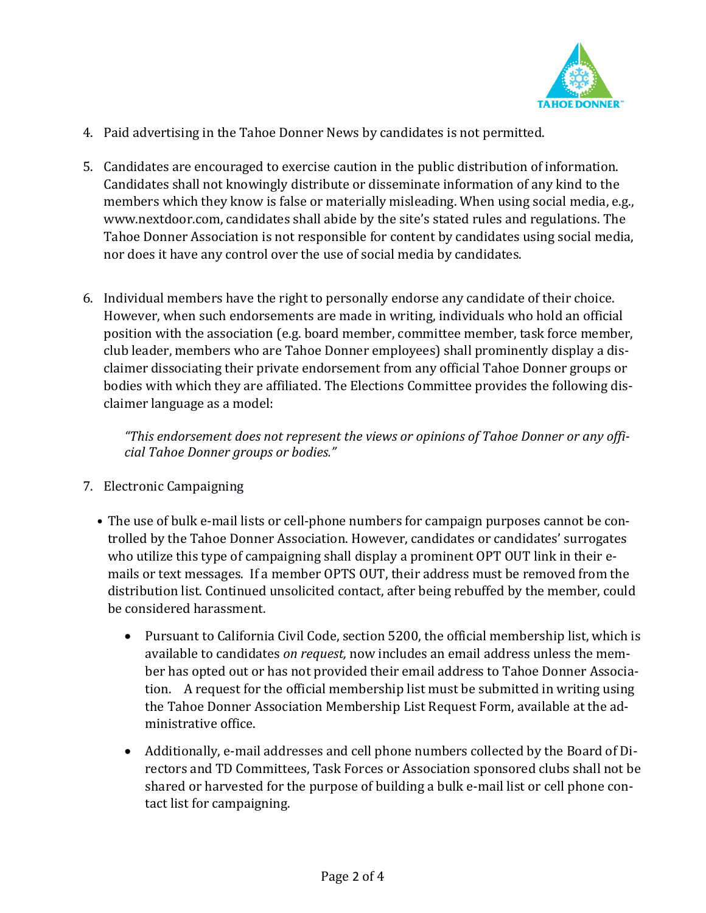4. Paid advertising in the Tahoe Donner News by candidates is not permitted.

5. Candidates are encouraged to exercise caution in the public distribution of information. Candidates shall not knowingly distribute or disseminate information of any kind to the members which they know is false or materially misleading. When using social media, e.g., www.nextdoor.com, candidates shall abide by the site's stated rules and regulations. The Tahoe Donner Association is not responsible for content by candidates using social media, nor does it have any control over the use of social media by candidates.

6. Individual members have the right to personally endorse any candidate of their choice. However, when such endorsements are made in writing, individuals who hold an official position with the association (e.g. board member, committee member, task force member, club leader, members who are Tahoe Donner employees) shall prominently display a disclaimer dissociating their private endorsement from any official Tahoe Donner groups or bodies with which they are affiliated. The Elections Committee provides the following disclaimer language as a model:

   *"This endorsement does not represent the views or opinions of Tahoe Donner or any official Tahoe Donner groups or bodies."*

7. Electronic Campaigning

   - The use of bulk e-mail lists or cell-phone numbers for campaign purposes cannot be controlled by the Tahoe Donner Association. However, candidates or candidates' surrogates who utilize this type of campaigning shall display a prominent OPT OUT link in their e-mails or text messages. If a member OPTS OUT, their address must be removed from the distribution list. Continued unsolicited contact, after being rebuffed by the member, could be considered harassment.

     - Pursuant to California Civil Code, section 5200, the official membership list, which is available to candidates *on request,* now includes an email address unless the member has opted out or has not provided their email address to Tahoe Donner Association. A request for the official membership list must be submitted in writing using the Tahoe Donner Association Membership List Request Form, available at the administrative office.

     - Additionally, e-mail addresses and cell phone numbers collected by the Board of Directors and TD Committees, Task Forces or Association sponsored clubs shall not be shared or harvested for the purpose of building a bulk e-mail list or cell phone contact list for campaigning.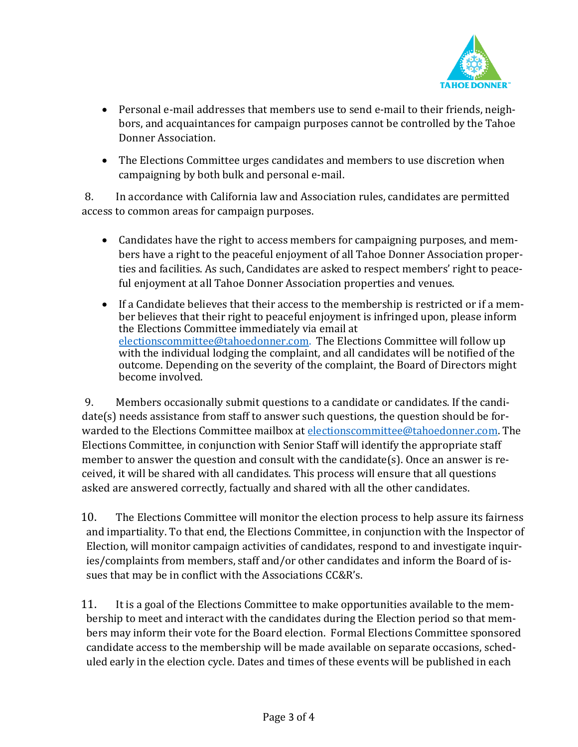- Personal e-mail addresses that members use to send e-mail to their friends, neighbors, and acquaintances for campaign purposes cannot be controlled by the Tahoe Donner Association.
- The Elections Committee urges candidates and members to use discretion when campaigning by both bulk and personal e-mail.

8. In accordance with California law and Association rules, candidates are permitted access to common areas for campaign purposes.

- Candidates have the right to access members for campaigning purposes, and members have a right to the peaceful enjoyment of all Tahoe Donner Association properties and facilities. As such, Candidates are asked to respect members' right to peaceful enjoyment at all Tahoe Donner Association properties and venues.
- If a Candidate believes that their access to the membership is restricted or if a member believes that their right to peaceful enjoyment is infringed upon, please inform the Elections Committee immediately via email at electionscommittee@tahoedonner.com. The Elections Committee will follow up with the individual lodging the complaint, and all candidates will be notified of the outcome. Depending on the severity of the complaint, the Board of Directors might become involved.

9. Members occasionally submit questions to a candidate or candidates. If the candidate(s) needs assistance from staff to answer such questions, the question should be forwarded to the Elections Committee mailbox at electionscommittee@tahoedonner.com. The Elections Committee, in conjunction with Senior Staff will identify the appropriate staff member to answer the question and consult with the candidate(s). Once an answer is received, it will be shared with all candidates. This process will ensure that all questions asked are answered correctly, factually and shared with all the other candidates.

10. The Elections Committee will monitor the election process to help assure its fairness and impartiality. To that end, the Elections Committee, in conjunction with the Inspector of Election, will monitor campaign activities of candidates, respond to and investigate inquiries/complaints from members, staff and/or other candidates and inform the Board of issues that may be in conflict with the Associations CC&R's.

11. It is a goal of the Elections Committee to make opportunities available to the membership to meet and interact with the candidates during the Election period so that members may inform their vote for the Board election. Formal Elections Committee sponsored candidate access to the membership will be made available on separate occasions, scheduled early in the election cycle. Dates and times of these events will be published in each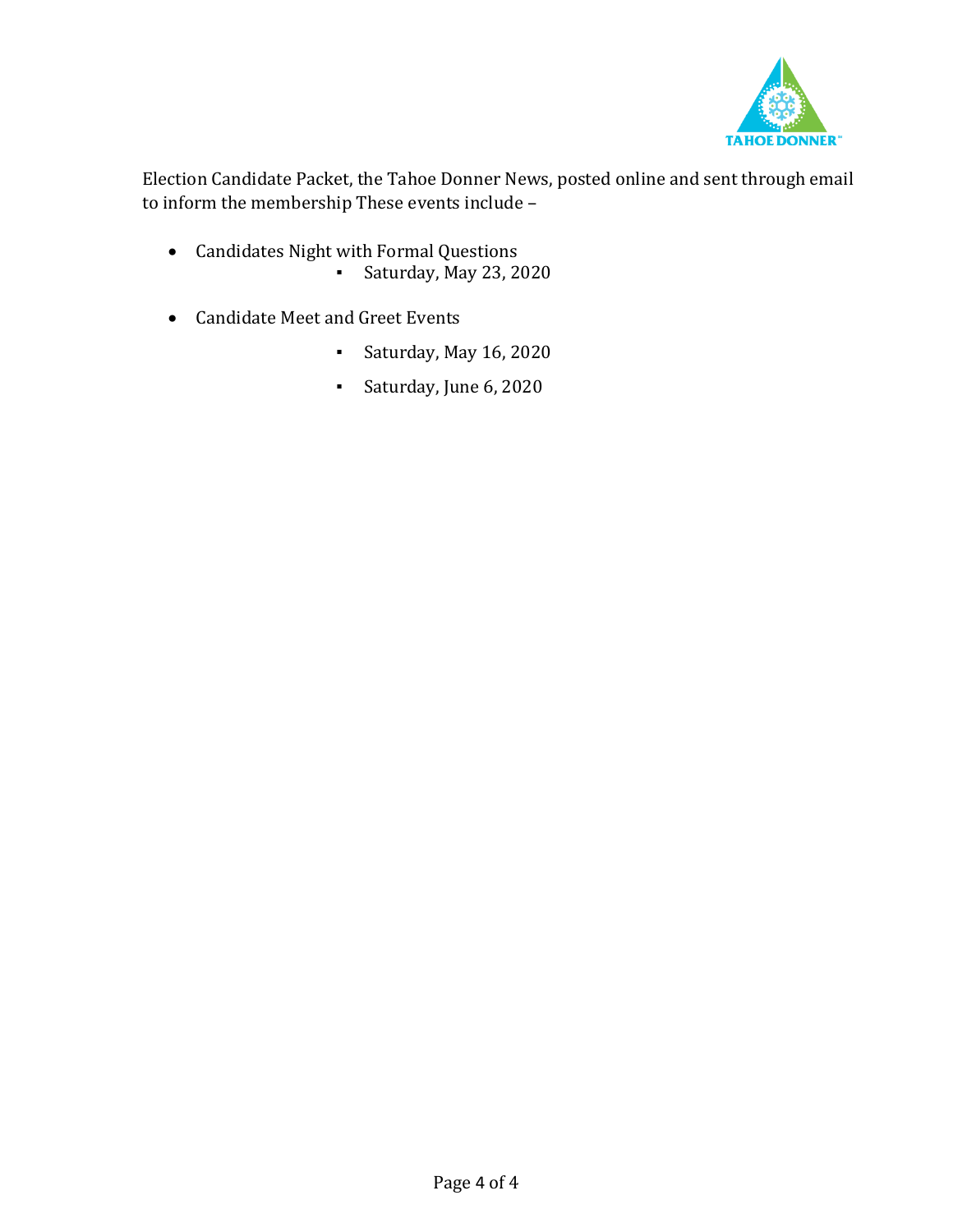Election Candidate Packet, the Tahoe Donner News, posted online and sent through email to inform the membership These events include –

- Candidates Night with Formal Questions
    - Saturday, May 23, 2020
- Candidate Meet and Greet Events
    - Saturday, May 16, 2020
    - Saturday, June 6, 2020